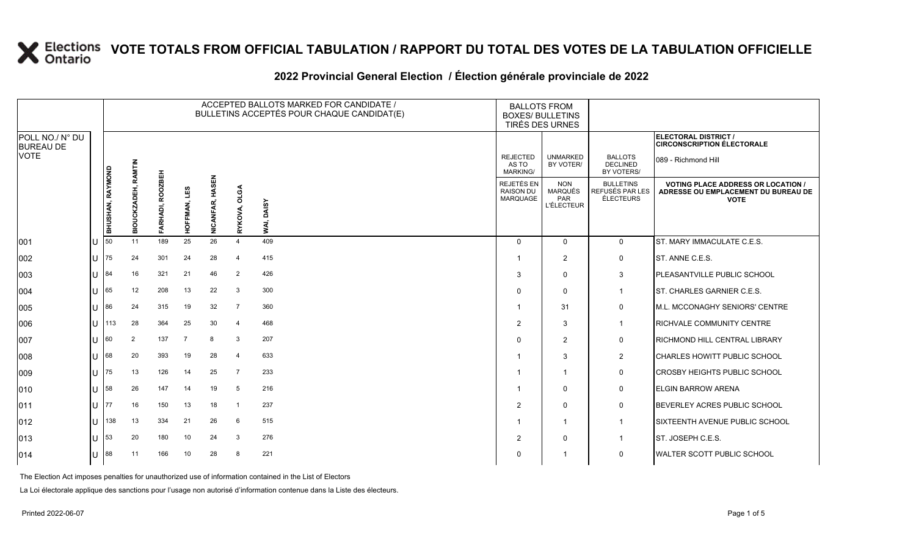# VOTE TOTALS FROM OFFICIAL TABULATION / RAPPORT DU TOTAL DES VOTES DE LA TABULATION OFFICIELLE

## 2022 Provincial General Election / Élection générale provinciale de 2022

| POLL NO./ N° DU BUREAU DE VOTE | | ACCEPTED BALLOTS MARKED FOR CANDIDATE / BULLETINS ACCEPTÉS POUR CHAQUE CANDIDAT(E) | | | | | | | BALLOTS FROM BOXES/ BULLETINS TIRÉS DES URNES | | | ELECTORAL DISTRICT / CIRCONSCRIPTION ÉLECTORALE<br>089 - Richmond Hill |
|---|---|---|---|---|---|---|---|---|---|---|---|---|
| | | BHUSHAN, RAYMOND | BIOUCKZADEH, RAMTIN | FARHADI, ROOZBEH | HOFFMAN, LES | NICANFAR, HASEN | RYKOVA, OLGA | WAI, DAISY | REJECTED AS TO MARKING/ REJETÉS EN RAISON DU MARQUAGE | UNMARKED BY VOTER/ NON MARQUÉS PAR L'ÉLECTEUR | BALLOTS DECLINED BY VOTERS/ BULLETINS REFUSÉS PAR LES ÉLECTEURS | VOTING PLACE ADDRESS OR LOCATION / ADRESSE OU EMPLACEMENT DU BUREAU DE VOTE |
| 001 | U | 50 | 11 | 189 | 25 | 26 | 4 | 409 | 0 | 0 | 0 | ST. MARY IMMACULATE C.E.S. |
| 002 | U | 75 | 24 | 301 | 24 | 28 | 4 | 415 | 1 | 2 | 0 | ST. ANNE C.E.S. |
| 003 | U | 84 | 16 | 321 | 21 | 46 | 2 | 426 | 3 | 0 | 3 | PLEASANTVILLE PUBLIC SCHOOL |
| 004 | U | 65 | 12 | 208 | 13 | 22 | 3 | 300 | 0 | 0 | 1 | ST. CHARLES GARNIER C.E.S. |
| 005 | U | 86 | 24 | 315 | 19 | 32 | 7 | 360 | 1 | 31 | 0 | M.L. MCCONAGHY SENIORS' CENTRE |
| 006 | U | 113 | 28 | 364 | 25 | 30 | 4 | 468 | 2 | 3 | 1 | RICHVALE COMMUNITY CENTRE |
| 007 | U | 60 | 2 | 137 | 7 | 8 | 3 | 207 | 0 | 2 | 0 | RICHMOND HILL CENTRAL LIBRARY |
| 008 | U | 68 | 20 | 393 | 19 | 28 | 4 | 633 | 1 | 3 | 2 | CHARLES HOWITT PUBLIC SCHOOL |
| 009 | U | 75 | 13 | 126 | 14 | 25 | 7 | 233 | 1 | 1 | 0 | CROSBY HEIGHTS PUBLIC SCHOOL |
| 010 | U | 58 | 26 | 147 | 14 | 19 | 5 | 216 | 1 | 0 | 0 | ELGIN BARROW ARENA |
| 011 | U | 77 | 16 | 150 | 13 | 18 | 1 | 237 | 2 | 0 | 0 | BEVERLEY ACRES PUBLIC SCHOOL |
| 012 | U | 138 | 13 | 334 | 21 | 26 | 6 | 515 | 1 | 1 | 1 | SIXTEENTH AVENUE PUBLIC SCHOOL |
| 013 | U | 53 | 20 | 180 | 10 | 24 | 3 | 276 | 2 | 0 | 1 | ST. JOSEPH C.E.S. |
| 014 | U | 88 | 11 | 166 | 10 | 28 | 8 | 221 | 0 | 1 | 0 | WALTER SCOTT PUBLIC SCHOOL |

The Election Act imposes penalties for unauthorized use of information contained in the List of Electors

La Loi électorale applique des sanctions pour l'usage non autorisé d'information contenue dans la Liste des électeurs.

Printed 2022-06-07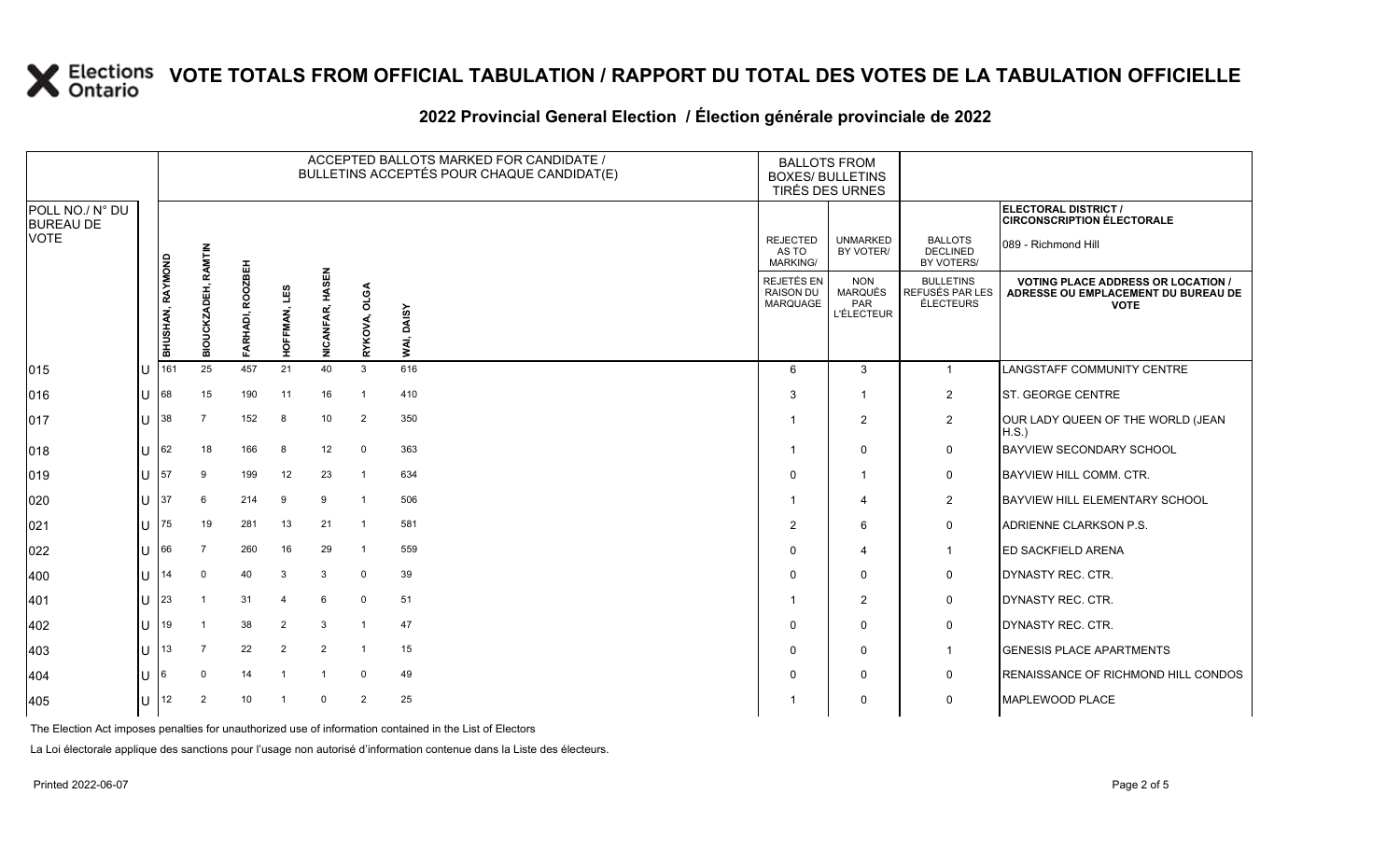# VOTE TOTALS FROM OFFICIAL TABULATION / RAPPORT DU TOTAL DES VOTES DE LA TABULATION OFFICIELLE

## 2022 Provincial General Election / Élection générale provinciale de 2022

ELECTORAL DISTRICT / CIRCONSCRIPTION ÉLECTORALE: 089 - Richmond Hill

| POLL NO./ N° DU BUREAU DE VOTE | | ACCEPTED BALLOTS MARKED FOR CANDIDATE / BULLETINS ACCEPTÉS POUR CHAQUE CANDIDAT(E) | | | | | | | BALLOTS FROM BOXES/ BULLETINS TIRÉS DES URNES | | | |
|---|---|---|---|---|---|---|---|---|---|---|---|---|
| | | BHUSHAN, RAYMOND | BIOUCKZADEH, RAMTIN | FARHADI, ROOZBEH | HOFFMAN, LES | NICANFAR, HASEN | RYKOVA, OLGA | WAI, DAISY | REJECTED AS TO MARKING/ REJETÉS EN RAISON DU MARQUAGE | UNMARKED BY VOTER/ NON MARQUÉS PAR L'ÉLECTEUR | BALLOTS DECLINED BY VOTERS/ BULLETINS REFUSÉS PAR LES ÉLECTEURS | VOTING PLACE ADDRESS OR LOCATION / ADRESSE OU EMPLACEMENT DU BUREAU DE VOTE |
| 015 | U | 161 | 25 | 457 | 21 | 40 | 3 | 616 | 6 | 3 | 1 | LANGSTAFF COMMUNITY CENTRE |
| 016 | U | 68 | 15 | 190 | 11 | 16 | 1 | 410 | 3 | 1 | 2 | ST. GEORGE CENTRE |
| 017 | U | 38 | 7 | 152 | 8 | 10 | 2 | 350 | 1 | 2 | 2 | OUR LADY QUEEN OF THE WORLD (JEAN H.S.) |
| 018 | U | 62 | 18 | 166 | 8 | 12 | 0 | 363 | 1 | 0 | 0 | BAYVIEW SECONDARY SCHOOL |
| 019 | U | 57 | 9 | 199 | 12 | 23 | 1 | 634 | 0 | 1 | 0 | BAYVIEW HILL COMM. CTR. |
| 020 | U | 37 | 6 | 214 | 9 | 9 | 1 | 506 | 1 | 4 | 2 | BAYVIEW HILL ELEMENTARY SCHOOL |
| 021 | U | 75 | 19 | 281 | 13 | 21 | 1 | 581 | 2 | 6 | 0 | ADRIENNE CLARKSON P.S. |
| 022 | U | 66 | 7 | 260 | 16 | 29 | 1 | 559 | 0 | 4 | 1 | ED SACKFIELD ARENA |
| 400 | U | 14 | 0 | 40 | 3 | 3 | 0 | 39 | 0 | 0 | 0 | DYNASTY REC. CTR. |
| 401 | U | 23 | 1 | 31 | 4 | 6 | 0 | 51 | 1 | 2 | 0 | DYNASTY REC. CTR. |
| 402 | U | 19 | 1 | 38 | 2 | 3 | 1 | 47 | 0 | 0 | 0 | DYNASTY REC. CTR. |
| 403 | U | 13 | 7 | 22 | 2 | 2 | 1 | 15 | 0 | 0 | 1 | GENESIS PLACE APARTMENTS |
| 404 | U | 6 | 0 | 14 | 1 | 1 | 0 | 49 | 0 | 0 | 0 | RENAISSANCE OF RICHMOND HILL CONDOS |
| 405 | U | 12 | 2 | 10 | 1 | 0 | 2 | 25 | 1 | 0 | 0 | MAPLEWOOD PLACE |

The Election Act imposes penalties for unauthorized use of information contained in the List of Electors

La Loi électorale applique des sanctions pour l'usage non autorisé d'information contenue dans la Liste des électeurs.

Printed 2022-06-07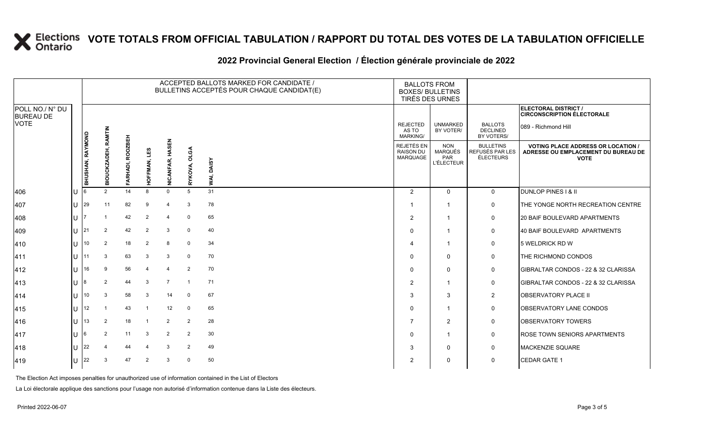# VOTE TOTALS FROM OFFICIAL TABULATION / RAPPORT DU TOTAL DES VOTES DE LA TABULATION OFFICIELLE

## 2022 Provincial General Election / Élection générale provinciale de 2022

| POLL NO./ N° DU BUREAU DE VOTE | | ACCEPTED BALLOTS MARKED FOR CANDIDATE / BULLETINS ACCEPTÉS POUR CHAQUE CANDIDAT(E) | | | | | | | BALLOTS FROM BOXES/ BULLETINS TIRÉS DES URNES | | | ELECTORAL DISTRICT / CIRCONSCRIPTION ÉLECTORALE: 089 - Richmond Hill |
|---|---|---|---|---|---|---|---|---|---|---|---|---|
| | | BHUSHAN, RAYMOND | BIOUCKZADEH, RAMTIN | FARHADI, ROOZBEH | HOFFMAN, LES | NICANFAR, HASEN | RYKOVA, OLGA | WAI, DAISY | REJECTED AS TO MARKING/ REJETÉS EN RAISON DU MARQUAGE | UNMARKED BY VOTER/ NON MARQUÉS PAR L'ÉLECTEUR | BALLOTS DECLINED BY VOTERS/ BULLETINS REFUSÉS PAR LES ÉLECTEURS | VOTING PLACE ADDRESS OR LOCATION / ADRESSE OU EMPLACEMENT DU BUREAU DE VOTE |
| 406 | U | 6 | 2 | 14 | 8 | 0 | 5 | 31 | 2 | 0 | 0 | DUNLOP PINES I & II |
| 407 | U | 29 | 11 | 82 | 9 | 4 | 3 | 78 | 1 | 1 | 0 | THE YONGE NORTH RECREATION CENTRE |
| 408 | U | 7 | 1 | 42 | 2 | 4 | 0 | 65 | 2 | 1 | 0 | 20 BAIF BOULEVARD APARTMENTS |
| 409 | U | 21 | 2 | 42 | 2 | 3 | 0 | 40 | 0 | 1 | 0 | 40 BAIF BOULEVARD APARTMENTS |
| 410 | U | 10 | 2 | 18 | 2 | 8 | 0 | 34 | 4 | 1 | 0 | 5 WELDRICK RD W |
| 411 | U | 11 | 3 | 63 | 3 | 3 | 0 | 70 | 0 | 0 | 0 | THE RICHMOND CONDOS |
| 412 | U | 16 | 9 | 56 | 4 | 4 | 2 | 70 | 0 | 0 | 0 | GIBRALTAR CONDOS - 22 & 32 CLARISSA |
| 413 | U | 8 | 2 | 44 | 3 | 7 | 1 | 71 | 2 | 1 | 0 | GIBRALTAR CONDOS - 22 & 32 CLARISSA |
| 414 | U | 10 | 3 | 58 | 3 | 14 | 0 | 67 | 3 | 3 | 2 | OBSERVATORY PLACE II |
| 415 | U | 12 | 1 | 43 | 1 | 12 | 0 | 65 | 0 | 1 | 0 | OBSERVATORY LANE CONDOS |
| 416 | U | 13 | 2 | 18 | 1 | 2 | 2 | 28 | 7 | 2 | 0 | OBSERVATORY TOWERS |
| 417 | U | 6 | 2 | 11 | 3 | 2 | 2 | 30 | 0 | 1 | 0 | ROSE TOWN SENIORS APARTMENTS |
| 418 | U | 22 | 4 | 44 | 4 | 3 | 2 | 49 | 3 | 0 | 0 | MACKENZIE SQUARE |
| 419 | U | 22 | 3 | 47 | 2 | 3 | 0 | 50 | 2 | 0 | 0 | CEDAR GATE 1 |

The Election Act imposes penalties for unauthorized use of information contained in the List of Electors

La Loi électorale applique des sanctions pour l'usage non autorisé d'information contenue dans la Liste des électeurs.

Printed 2022-06-07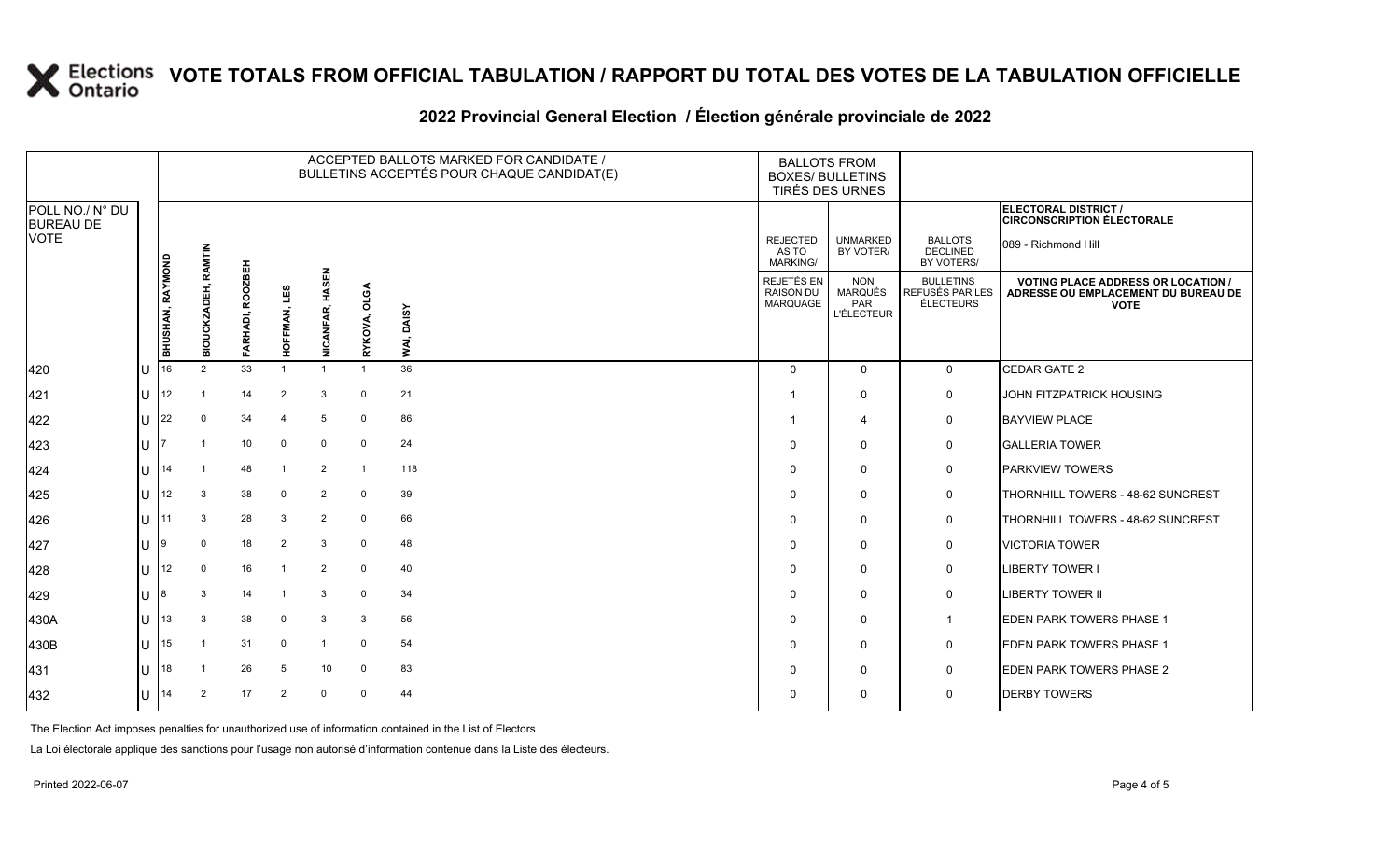# VOTE TOTALS FROM OFFICIAL TABULATION / RAPPORT DU TOTAL DES VOTES DE LA TABULATION OFFICIELLE

## 2022 Provincial General Election / Élection générale provinciale de 2022

**ELECTORAL DISTRICT / CIRCONSCRIPTION ÉLECTORALE:** 089 - Richmond Hill

| POLL NO./ N° DU BUREAU DE VOTE | | ACCEPTED BALLOTS MARKED FOR CANDIDATE / BULLETINS ACCEPTÉS POUR CHAQUE CANDIDAT(E) | | | | | | | BALLOTS FROM BOXES/ BULLETINS TIRÉS DES URNES | | | |
|---|---|---|---|---|---|---|---|---|---|---|---|---|
| | | BHUSHAN, RAYMOND | BIOUCKZADEH, RAMTIN | FARHADI, ROOZBEH | HOFFMAN, LES | NICANFAR, HASEN | RYKOVA, OLGA | WAI, DAISY | REJECTED AS TO MARKING/ REJETÉS EN RAISON DU MARQUAGE | UNMARKED BY VOTER/ NON MARQUÉS PAR L'ÉLECTEUR | BALLOTS DECLINED BY VOTERS/ BULLETINS REFUSÉS PAR LES ÉLECTEURS | VOTING PLACE ADDRESS OR LOCATION / ADRESSE OU EMPLACEMENT DU BUREAU DE VOTE |
| 420 | U | 16 | 2 | 33 | 1 | 1 | 1 | 36 | 0 | 0 | 0 | CEDAR GATE 2 |
| 421 | U | 12 | 1 | 14 | 2 | 3 | 0 | 21 | 1 | 0 | 0 | JOHN FITZPATRICK HOUSING |
| 422 | U | 22 | 0 | 34 | 4 | 5 | 0 | 86 | 1 | 4 | 0 | BAYVIEW PLACE |
| 423 | U | 7 | 1 | 10 | 0 | 0 | 0 | 24 | 0 | 0 | 0 | GALLERIA TOWER |
| 424 | U | 14 | 1 | 48 | 1 | 2 | 1 | 118 | 0 | 0 | 0 | PARKVIEW TOWERS |
| 425 | U | 12 | 3 | 38 | 0 | 2 | 0 | 39 | 0 | 0 | 0 | THORNHILL TOWERS - 48-62 SUNCREST |
| 426 | U | 11 | 3 | 28 | 3 | 2 | 0 | 66 | 0 | 0 | 0 | THORNHILL TOWERS - 48-62 SUNCREST |
| 427 | U | 9 | 0 | 18 | 2 | 3 | 0 | 48 | 0 | 0 | 0 | VICTORIA TOWER |
| 428 | U | 12 | 0 | 16 | 1 | 2 | 0 | 40 | 0 | 0 | 0 | LIBERTY TOWER I |
| 429 | U | 8 | 3 | 14 | 1 | 3 | 0 | 34 | 0 | 0 | 0 | LIBERTY TOWER II |
| 430A | U | 13 | 3 | 38 | 0 | 3 | 3 | 56 | 0 | 0 | 1 | EDEN PARK TOWERS PHASE 1 |
| 430B | U | 15 | 1 | 31 | 0 | 1 | 0 | 54 | 0 | 0 | 0 | EDEN PARK TOWERS PHASE 1 |
| 431 | U | 18 | 1 | 26 | 5 | 10 | 0 | 83 | 0 | 0 | 0 | EDEN PARK TOWERS PHASE 2 |
| 432 | U | 14 | 2 | 17 | 2 | 0 | 0 | 44 | 0 | 0 | 0 | DERBY TOWERS |

The Election Act imposes penalties for unauthorized use of information contained in the List of Electors

La Loi électorale applique des sanctions pour l'usage non autorisé d'information contenue dans la Liste des électeurs.

Printed 2022-06-07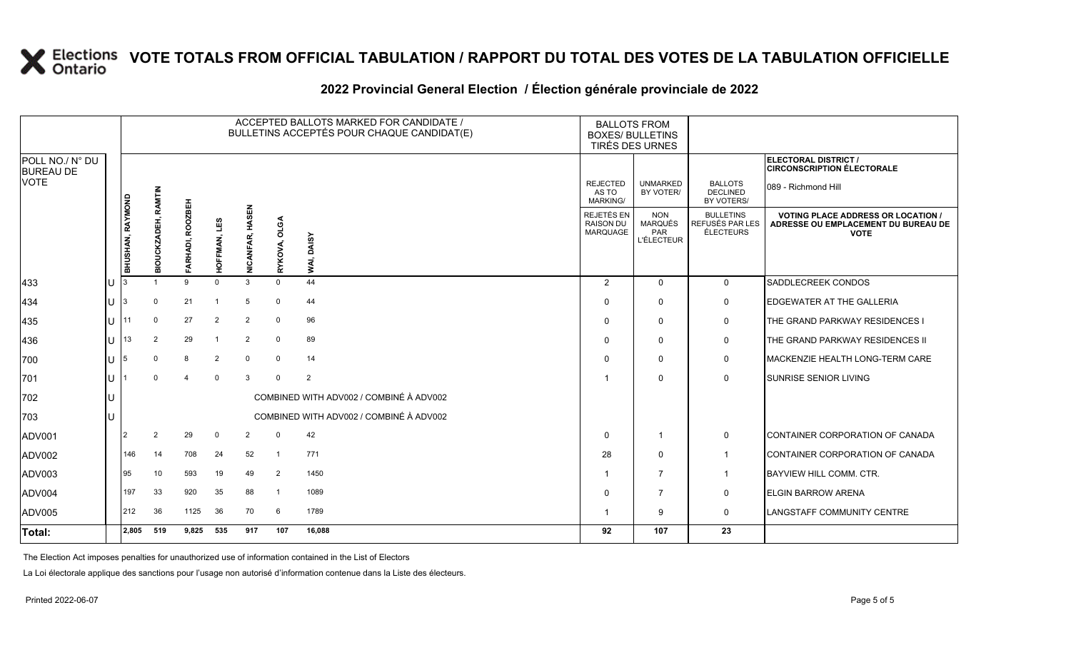# VOTE TOTALS FROM OFFICIAL TABULATION / RAPPORT DU TOTAL DES VOTES DE LA TABULATION OFFICIELLE

## 2022 Provincial General Election / Élection générale provinciale de 2022

ELECTORAL DISTRICT / CIRCONSCRIPTION ÉLECTORALE: 089 - Richmond Hill

| POLL NO./ N° DU BUREAU DE VOTE | | BHUSHAN, RAYMOND | BIOUCKZADEH, RAMTIN | FARHADI, ROOZBEH | HOFFMAN, LES | NICANFAR, HASEN | RYKOVA, OLGA | WAI, DAISY | REJECTED AS TO MARKING/ REJETÉS EN RAISON DU MARQUAGE | UNMARKED BY VOTER/ NON MARQUÉS PAR L'ÉLECTEUR | BALLOTS DECLINED BY VOTERS/ BULLETINS REFUSÉS PAR LES ÉLECTEURS | VOTING PLACE ADDRESS OR LOCATION / ADRESSE OU EMPLACEMENT DU BUREAU DE VOTE |
|---|---|---|---|---|---|---|---|---|---|---|---|---|
| 433 | U | 3 | 1 | 9 | 0 | 3 | 0 | 44 | 2 | 0 | 0 | SADDLECREEK CONDOS |
| 434 | U | 3 | 0 | 21 | 1 | 5 | 0 | 44 | 0 | 0 | 0 | EDGEWATER AT THE GALLERIA |
| 435 | U | 11 | 0 | 27 | 2 | 2 | 0 | 96 | 0 | 0 | 0 | THE GRAND PARKWAY RESIDENCES I |
| 436 | U | 13 | 2 | 29 | 1 | 2 | 0 | 89 | 0 | 0 | 0 | THE GRAND PARKWAY RESIDENCES II |
| 700 | U | 5 | 0 | 8 | 2 | 0 | 0 | 14 | 0 | 0 | 0 | MACKENZIE HEALTH LONG-TERM CARE |
| 701 | U | 1 | 0 | 4 | 0 | 3 | 0 | 2 | 1 | 0 | 0 | SUNRISE SENIOR LIVING |
| 702 | U | COMBINED WITH ADV002 / COMBINÉ À ADV002 | | | | | | | | | | |
| 703 | U | COMBINED WITH ADV002 / COMBINÉ À ADV002 | | | | | | | | | | |
| ADV001 | | 2 | 2 | 29 | 0 | 2 | 0 | 42 | 0 | 1 | 0 | CONTAINER CORPORATION OF CANADA |
| ADV002 | | 146 | 14 | 708 | 24 | 52 | 1 | 771 | 28 | 0 | 1 | CONTAINER CORPORATION OF CANADA |
| ADV003 | | 95 | 10 | 593 | 19 | 49 | 2 | 1450 | 1 | 7 | 1 | BAYVIEW HILL COMM. CTR. |
| ADV004 | | 197 | 33 | 920 | 35 | 88 | 1 | 1089 | 0 | 7 | 0 | ELGIN BARROW ARENA |
| ADV005 | | 212 | 36 | 1125 | 36 | 70 | 6 | 1789 | 1 | 9 | 0 | LANGSTAFF COMMUNITY CENTRE |
| **Total:** | | **2,805** | **519** | **9,825** | **535** | **917** | **107** | **16,088** | **92** | **107** | **23** | |

The Election Act imposes penalties for unauthorized use of information contained in the List of Electors

La Loi électorale applique des sanctions pour l'usage non autorisé d'information contenue dans la Liste des électeurs.

Printed 2022-06-07